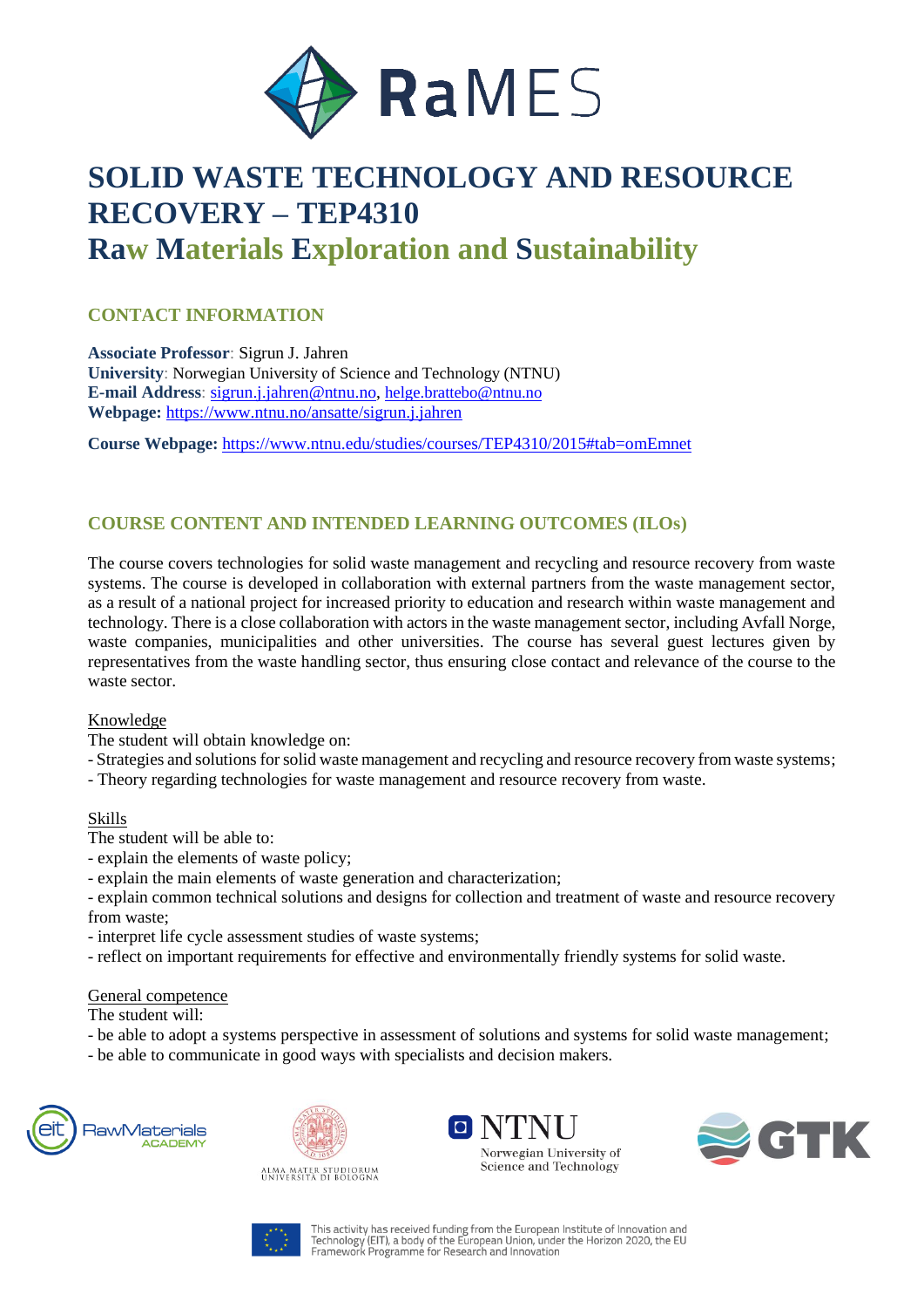# SOLID WASTE TECHNOLOGY AND RESOURCE RECOVERY – TEP4310

## Raw Materials Exploration and Sustainability

### CONTACT INFORMATION

**Associate Professor**: Sigrun J. Jahren
**University**: Norwegian University of Science and Technology (NTNU)
**E-mail Address**: sigrun.j.jahren@ntnu.no, helge.brattebo@ntnu.no
**Webpage:** https://www.ntnu.no/ansatte/sigrun.j.jahren

**Course Webpage:** https://www.ntnu.edu/studies/courses/TEP4310/2015#tab=omEmnet

### COURSE CONTENT AND INTENDED LEARNING OUTCOMES (ILOs)

The course covers technologies for solid waste management and recycling and resource recovery from waste systems. The course is developed in collaboration with external partners from the waste management sector, as a result of a national project for increased priority to education and research within waste management and technology. There is a close collaboration with actors in the waste management sector, including Avfall Norge, waste companies, municipalities and other universities. The course has several guest lectures given by representatives from the waste handling sector, thus ensuring close contact and relevance of the course to the waste sector.

Knowledge

The student will obtain knowledge on:
- Strategies and solutions for solid waste management and recycling and resource recovery from waste systems;
- Theory regarding technologies for waste management and resource recovery from waste.

Skills

The student will be able to:
- explain the elements of waste policy;
- explain the main elements of waste generation and characterization;
- explain common technical solutions and designs for collection and treatment of waste and resource recovery from waste;
- interpret life cycle assessment studies of waste systems;
- reflect on important requirements for effective and environmentally friendly systems for solid waste.

General competence

The student will:
- be able to adopt a systems perspective in assessment of solutions and systems for solid waste management;
- be able to communicate in good ways with specialists and decision makers.

This activity has received funding from the European Institute of Innovation and Technology (EIT), a body of the European Union, under the Horizon 2020, the EU Framework Programme for Research and Innovation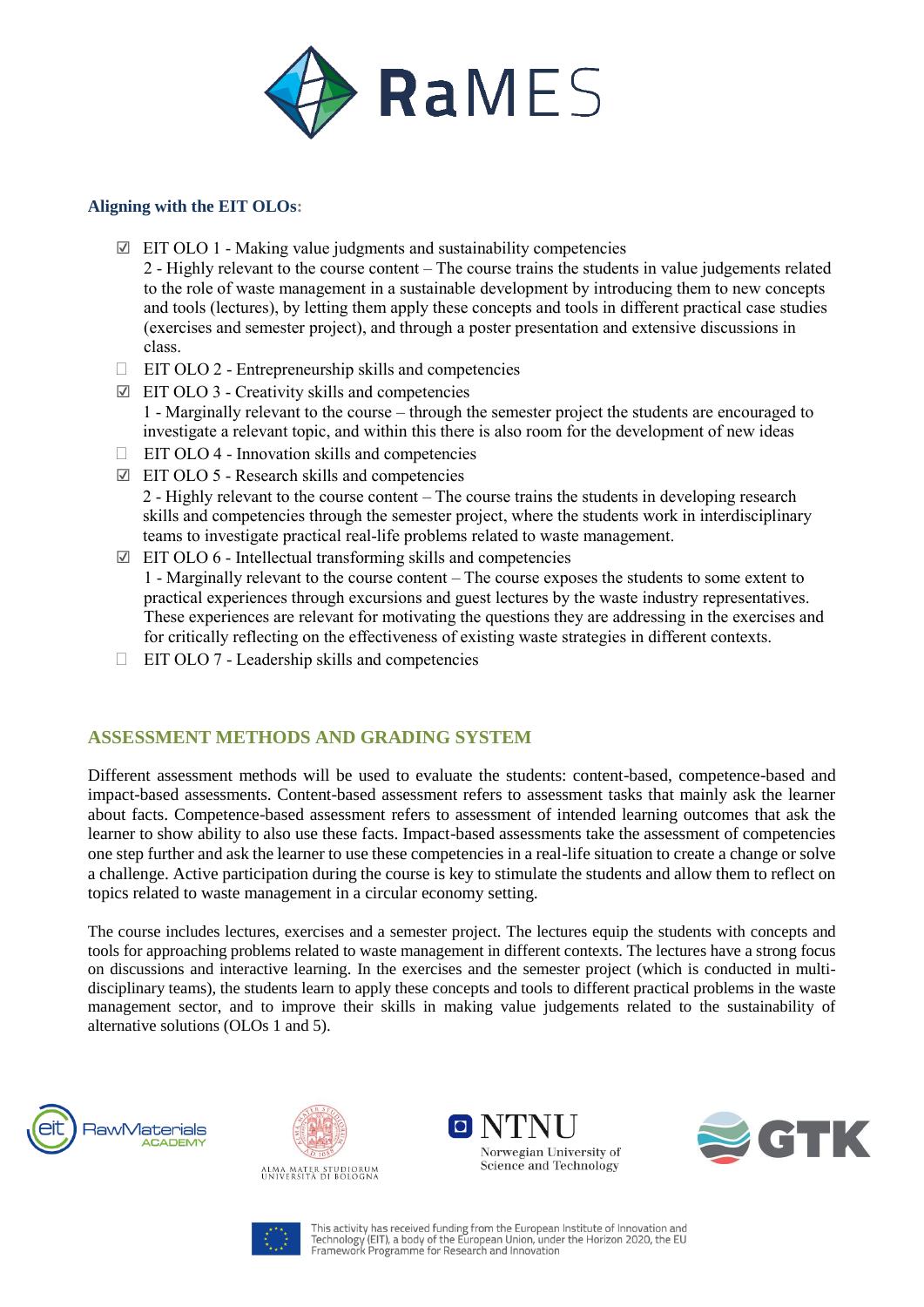**Aligning with the EIT OLOs:**

- ☑ EIT OLO 1 - Making value judgments and sustainability competencies
  2 - Highly relevant to the course content – The course trains the students in value judgements related to the role of waste management in a sustainable development by introducing them to new concepts and tools (lectures), by letting them apply these concepts and tools in different practical case studies (exercises and semester project), and through a poster presentation and extensive discussions in class.
- ☐ EIT OLO 2 - Entrepreneurship skills and competencies
- ☑ EIT OLO 3 - Creativity skills and competencies
  1 - Marginally relevant to the course – through the semester project the students are encouraged to investigate a relevant topic, and within this there is also room for the development of new ideas
- ☐ EIT OLO 4 - Innovation skills and competencies
- ☑ EIT OLO 5 - Research skills and competencies
  2 - Highly relevant to the course content – The course trains the students in developing research skills and competencies through the semester project, where the students work in interdisciplinary teams to investigate practical real-life problems related to waste management.
- ☑ EIT OLO 6 - Intellectual transforming skills and competencies
  1 - Marginally relevant to the course content – The course exposes the students to some extent to practical experiences through excursions and guest lectures by the waste industry representatives. These experiences are relevant for motivating the questions they are addressing in the exercises and for critically reflecting on the effectiveness of existing waste strategies in different contexts.
- ☐ EIT OLO 7 - Leadership skills and competencies

## ASSESSMENT METHODS AND GRADING SYSTEM

Different assessment methods will be used to evaluate the students: content-based, competence-based and impact-based assessments. Content-based assessment refers to assessment tasks that mainly ask the learner about facts. Competence-based assessment refers to assessment of intended learning outcomes that ask the learner to show ability to also use these facts. Impact-based assessments take the assessment of competencies one step further and ask the learner to use these competencies in a real-life situation to create a change or solve a challenge. Active participation during the course is key to stimulate the students and allow them to reflect on topics related to waste management in a circular economy setting.

The course includes lectures, exercises and a semester project. The lectures equip the students with concepts and tools for approaching problems related to waste management in different contexts. The lectures have a strong focus on discussions and interactive learning. In the exercises and the semester project (which is conducted in multi-disciplinary teams), the students learn to apply these concepts and tools to different practical problems in the waste management sector, and to improve their skills in making value judgements related to the sustainability of alternative solutions (OLOs 1 and 5).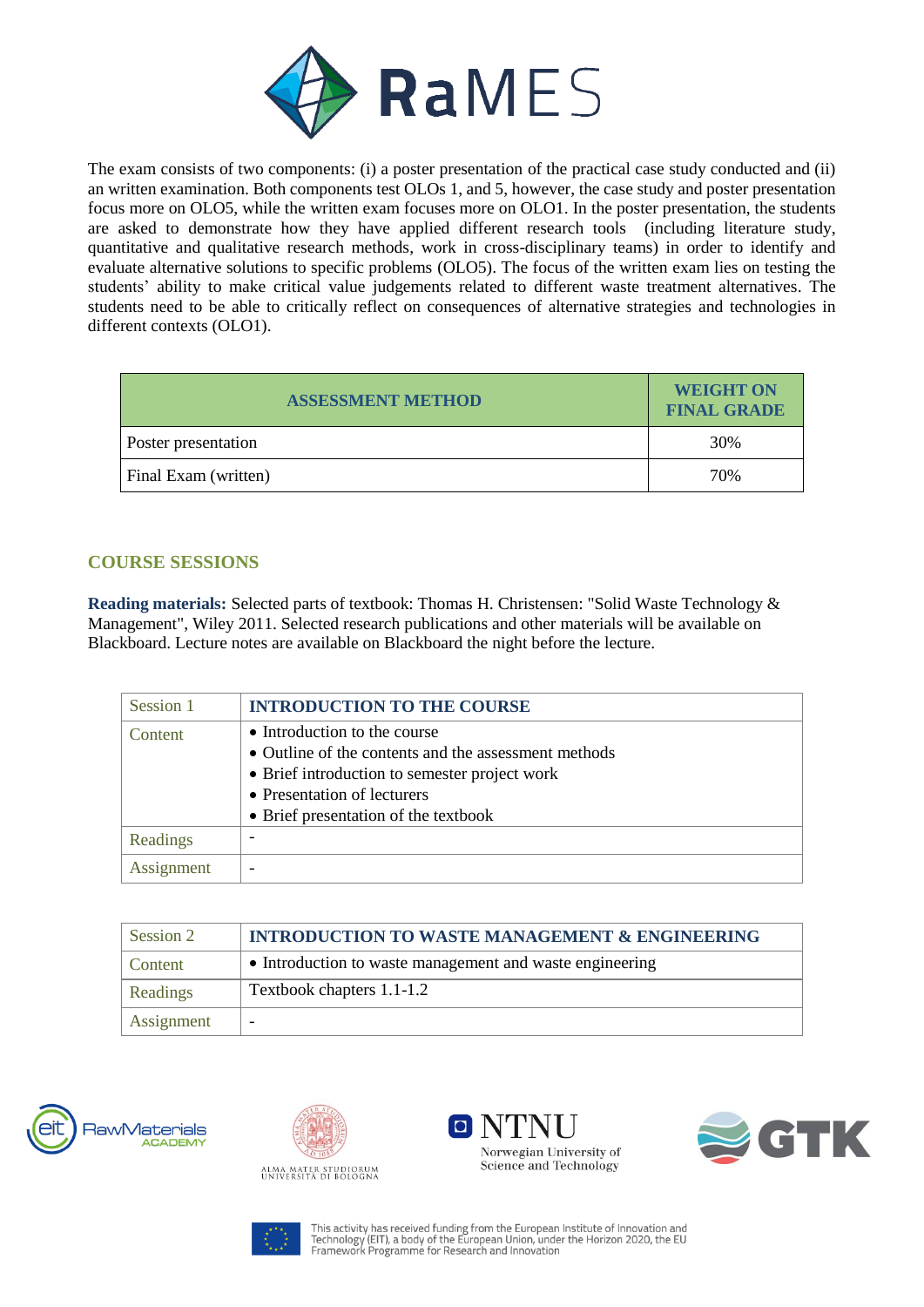The exam consists of two components: (i) a poster presentation of the practical case study conducted and (ii) an written examination. Both components test OLOs 1, and 5, however, the case study and poster presentation focus more on OLO5, while the written exam focuses more on OLO1. In the poster presentation, the students are asked to demonstrate how they have applied different research tools (including literature study, quantitative and qualitative research methods, work in cross-disciplinary teams) in order to identify and evaluate alternative solutions to specific problems (OLO5). The focus of the written exam lies on testing the students' ability to make critical value judgements related to different waste treatment alternatives. The students need to be able to critically reflect on consequences of alternative strategies and technologies in different contexts (OLO1).

| ASSESSMENT METHOD | WEIGHT ON FINAL GRADE |
|---|---|
| Poster presentation | 30% |
| Final Exam (written) | 70% |

## COURSE SESSIONS

**Reading materials:** Selected parts of textbook: Thomas H. Christensen: "Solid Waste Technology & Management", Wiley 2011. Selected research publications and other materials will be available on Blackboard. Lecture notes are available on Blackboard the night before the lecture.

| Session 1 | INTRODUCTION TO THE COURSE |
|---|---|
| Content | • Introduction to the course<br>• Outline of the contents and the assessment methods<br>• Brief introduction to semester project work<br>• Presentation of lecturers<br>• Brief presentation of the textbook |
| Readings | - |
| Assignment | - |

| Session 2 | INTRODUCTION TO WASTE MANAGEMENT & ENGINEERING |
|---|---|
| Content | • Introduction to waste management and waste engineering |
| Readings | Textbook chapters 1.1-1.2 |
| Assignment | - |

This activity has received funding from the European Institute of Innovation and Technology (EIT), a body of the European Union, under the Horizon 2020, the EU Framework Programme for Research and Innovation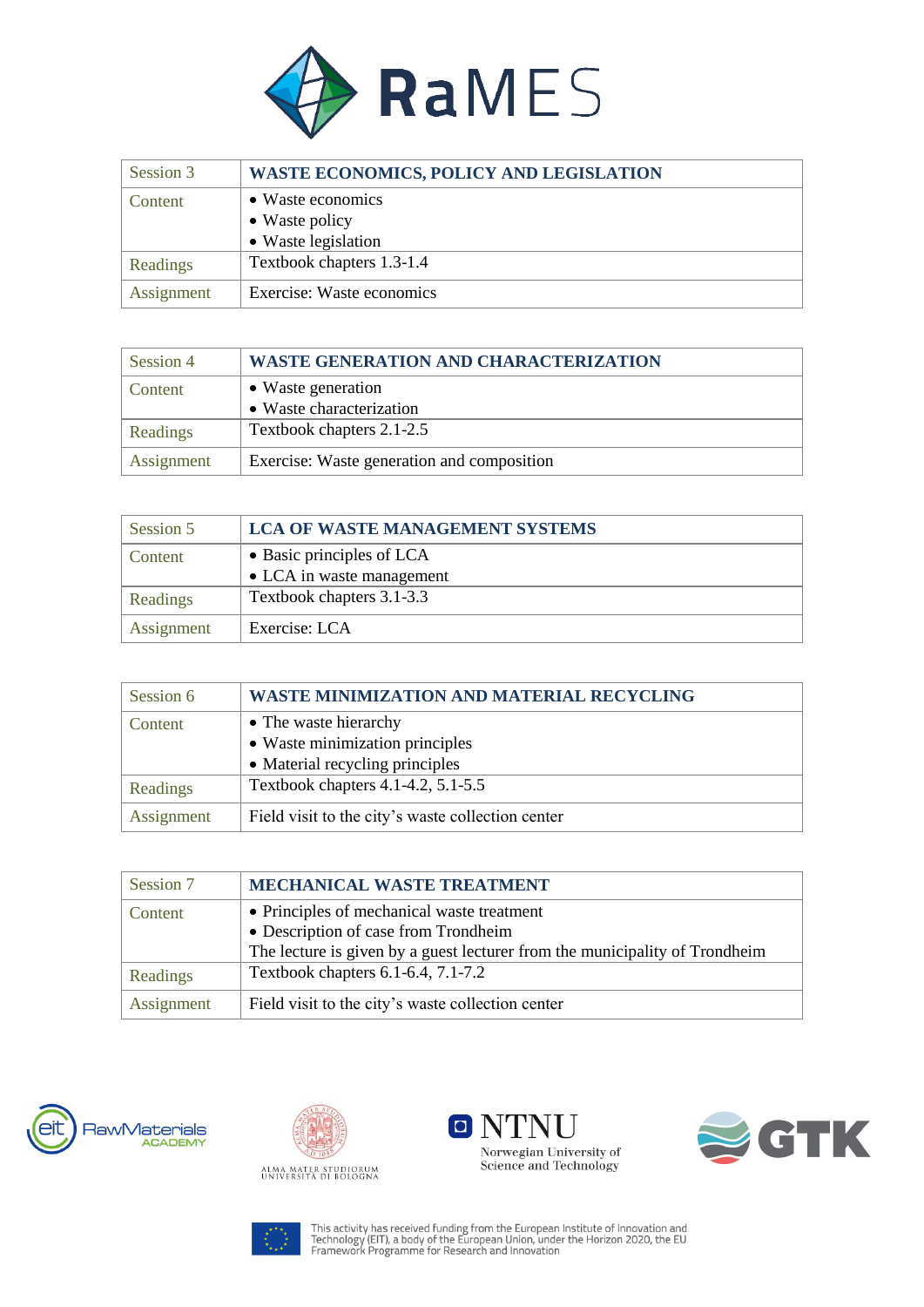| Session 3 | WASTE ECONOMICS, POLICY AND LEGISLATION |
| --- | --- |
| Content | • Waste economics<br>• Waste policy<br>• Waste legislation |
| Readings | Textbook chapters 1.3-1.4 |
| Assignment | Exercise: Waste economics |

| Session 4 | WASTE GENERATION AND CHARACTERIZATION |
| --- | --- |
| Content | • Waste generation<br>• Waste characterization |
| Readings | Textbook chapters 2.1-2.5 |
| Assignment | Exercise: Waste generation and composition |

| Session 5 | LCA OF WASTE MANAGEMENT SYSTEMS |
| --- | --- |
| Content | • Basic principles of LCA<br>• LCA in waste management |
| Readings | Textbook chapters 3.1-3.3 |
| Assignment | Exercise: LCA |

| Session 6 | WASTE MINIMIZATION AND MATERIAL RECYCLING |
| --- | --- |
| Content | • The waste hierarchy<br>• Waste minimization principles<br>• Material recycling principles |
| Readings | Textbook chapters 4.1-4.2, 5.1-5.5 |
| Assignment | Field visit to the city's waste collection center |

| Session 7 | MECHANICAL WASTE TREATMENT |
| --- | --- |
| Content | • Principles of mechanical waste treatment<br>• Description of case from Trondheim<br>The lecture is given by a guest lecturer from the municipality of Trondheim |
| Readings | Textbook chapters 6.1-6.4, 7.1-7.2 |
| Assignment | Field visit to the city's waste collection center |

This activity has received funding from the European Institute of Innovation and Technology (EIT), a body of the European Union, under the Horizon 2020, the EU Framework Programme for Research and Innovation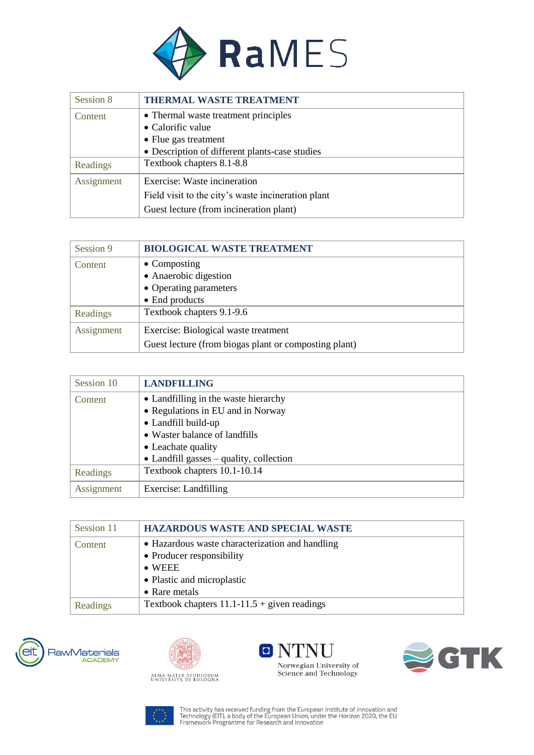| Session 8 | **THERMAL WASTE TREATMENT** |
|---|---|
| Content | • Thermal waste treatment principles<br>• Calorific value<br>• Flue gas treatment<br>• Description of different plants-case studies |
| Readings | Textbook chapters 8.1-8.8 |
| Assignment | Exercise: Waste incineration<br>Field visit to the city's waste incineration plant<br>Guest lecture (from incineration plant) |

| Session 9 | **BIOLOGICAL WASTE TREATMENT** |
|---|---|
| Content | • Composting<br>• Anaerobic digestion<br>• Operating parameters<br>• End products |
| Readings | Textbook chapters 9.1-9.6 |
| Assignment | Exercise: Biological waste treatment<br>Guest lecture (from biogas plant or composting plant) |

| Session 10 | **LANDFILLING** |
|---|---|
| Content | • Landfilling in the waste hierarchy<br>• Regulations in EU and in Norway<br>• Landfill build-up<br>• Waster balance of landfills<br>• Leachate quality<br>• Landfill gasses – quality, collection |
| Readings | Textbook chapters 10.1-10.14 |
| Assignment | Exercise: Landfilling |

| Session 11 | **HAZARDOUS WASTE AND SPECIAL WASTE** |
|---|---|
| Content | • Hazardous waste characterization and handling<br>• Producer responsibility<br>• WEEE<br>• Plastic and microplastic<br>• Rare metals |
| Readings | Textbook chapters 11.1-11.5 + given readings |

This activity has received funding from the European Institute of Innovation and Technology (EIT), a body of the European Union, under the Horizon 2020, the EU Framework Programme for Research and Innovation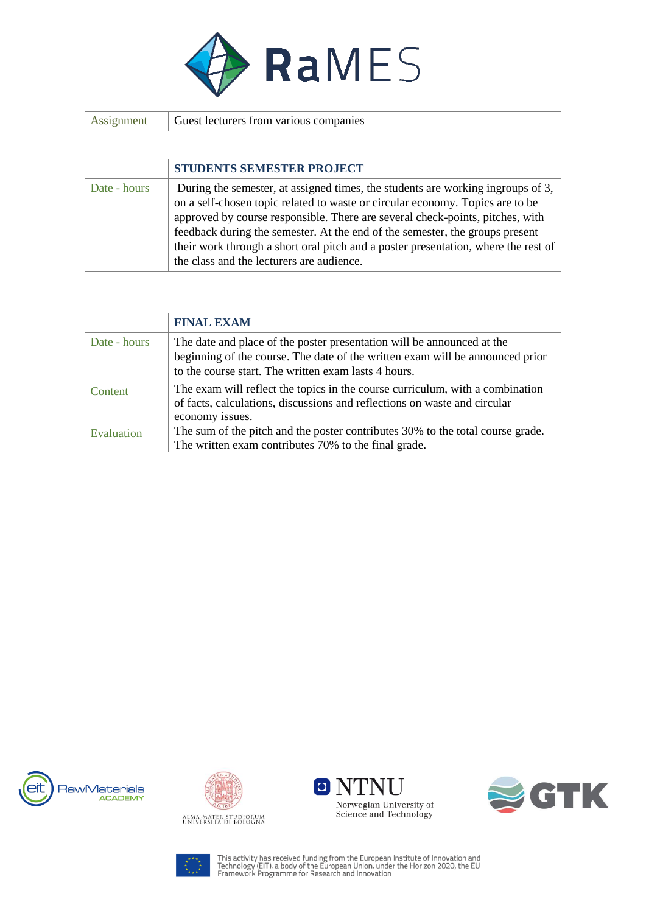| | |
|---|---|
| Assignment | Guest lecturers from various companies |

| | STUDENTS SEMESTER PROJECT |
|---|---|
| Date - hours | During the semester, at assigned times, the students are working ingroups of 3, on a self-chosen topic related to waste or circular economy. Topics are to be approved by course responsible. There are several check-points, pitches, with feedback during the semester. At the end of the semester, the groups present their work through a short oral pitch and a poster presentation, where the rest of the class and the lecturers are audience. |

| | FINAL EXAM |
|---|---|
| Date - hours | The date and place of the poster presentation will be announced at the beginning of the course. The date of the written exam will be announced prior to the course start. The written exam lasts 4 hours. |
| Content | The exam will reflect the topics in the course curriculum, with a combination of facts, calculations, discussions and reflections on waste and circular economy issues. |
| Evaluation | The sum of the pitch and the poster contributes 30% to the total course grade. The written exam contributes 70% to the final grade. |

This activity has received funding from the European Institute of Innovation and Technology (EIT), a body of the European Union, under the Horizon 2020, the EU Framework Programme for Research and Innovation